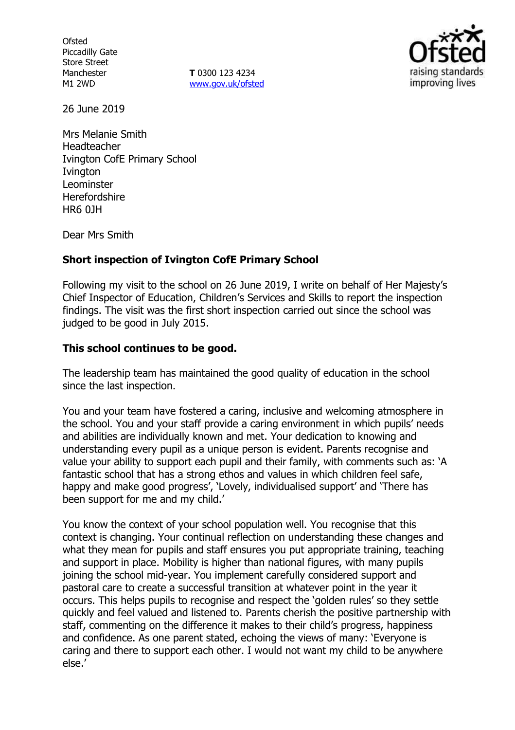Ofsted
Piccadilly Gate
Store Street
Manchester
M1 2WD

**T** 0300 123 4234
www.gov.uk/ofsted

26 June 2019

Mrs Melanie Smith
Headteacher
Ivington CofE Primary School
Ivington
Leominster
Herefordshire
HR6 0JH

Dear Mrs Smith

**Short inspection of Ivington CofE Primary School**

Following my visit to the school on 26 June 2019, I write on behalf of Her Majesty's Chief Inspector of Education, Children's Services and Skills to report the inspection findings. The visit was the first short inspection carried out since the school was judged to be good in July 2015.

**This school continues to be good.**

The leadership team has maintained the good quality of education in the school since the last inspection.

You and your team have fostered a caring, inclusive and welcoming atmosphere in the school. You and your staff provide a caring environment in which pupils' needs and abilities are individually known and met. Your dedication to knowing and understanding every pupil as a unique person is evident. Parents recognise and value your ability to support each pupil and their family, with comments such as: 'A fantastic school that has a strong ethos and values in which children feel safe, happy and make good progress', 'Lovely, individualised support' and 'There has been support for me and my child.'

You know the context of your school population well. You recognise that this context is changing. Your continual reflection on understanding these changes and what they mean for pupils and staff ensures you put appropriate training, teaching and support in place. Mobility is higher than national figures, with many pupils joining the school mid-year. You implement carefully considered support and pastoral care to create a successful transition at whatever point in the year it occurs. This helps pupils to recognise and respect the 'golden rules' so they settle quickly and feel valued and listened to. Parents cherish the positive partnership with staff, commenting on the difference it makes to their child's progress, happiness and confidence. As one parent stated, echoing the views of many: 'Everyone is caring and there to support each other. I would not want my child to be anywhere else.'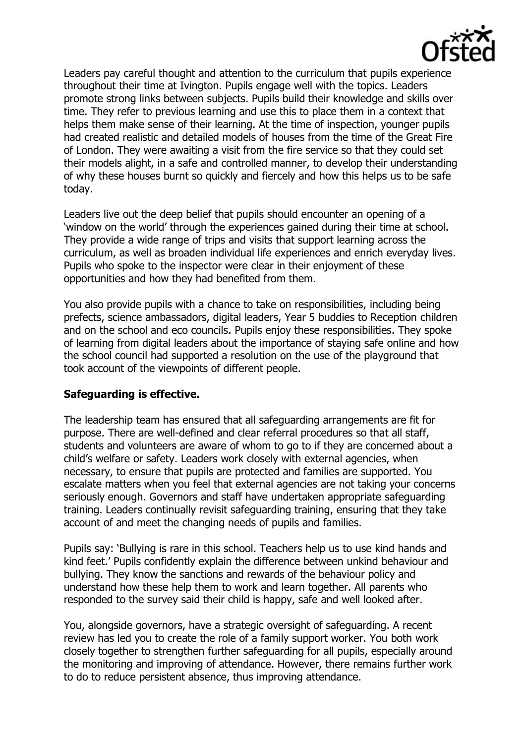Leaders pay careful thought and attention to the curriculum that pupils experience throughout their time at Ivington. Pupils engage well with the topics. Leaders promote strong links between subjects. Pupils build their knowledge and skills over time. They refer to previous learning and use this to place them in a context that helps them make sense of their learning. At the time of inspection, younger pupils had created realistic and detailed models of houses from the time of the Great Fire of London. They were awaiting a visit from the fire service so that they could set their models alight, in a safe and controlled manner, to develop their understanding of why these houses burnt so quickly and fiercely and how this helps us to be safe today.

Leaders live out the deep belief that pupils should encounter an opening of a 'window on the world' through the experiences gained during their time at school. They provide a wide range of trips and visits that support learning across the curriculum, as well as broaden individual life experiences and enrich everyday lives. Pupils who spoke to the inspector were clear in their enjoyment of these opportunities and how they had benefited from them.

You also provide pupils with a chance to take on responsibilities, including being prefects, science ambassadors, digital leaders, Year 5 buddies to Reception children and on the school and eco councils. Pupils enjoy these responsibilities. They spoke of learning from digital leaders about the importance of staying safe online and how the school council had supported a resolution on the use of the playground that took account of the viewpoints of different people.

**Safeguarding is effective.**

The leadership team has ensured that all safeguarding arrangements are fit for purpose. There are well-defined and clear referral procedures so that all staff, students and volunteers are aware of whom to go to if they are concerned about a child's welfare or safety. Leaders work closely with external agencies, when necessary, to ensure that pupils are protected and families are supported. You escalate matters when you feel that external agencies are not taking your concerns seriously enough. Governors and staff have undertaken appropriate safeguarding training. Leaders continually revisit safeguarding training, ensuring that they take account of and meet the changing needs of pupils and families.

Pupils say: 'Bullying is rare in this school. Teachers help us to use kind hands and kind feet.' Pupils confidently explain the difference between unkind behaviour and bullying. They know the sanctions and rewards of the behaviour policy and understand how these help them to work and learn together. All parents who responded to the survey said their child is happy, safe and well looked after.

You, alongside governors, have a strategic oversight of safeguarding. A recent review has led you to create the role of a family support worker. You both work closely together to strengthen further safeguarding for all pupils, especially around the monitoring and improving of attendance. However, there remains further work to do to reduce persistent absence, thus improving attendance.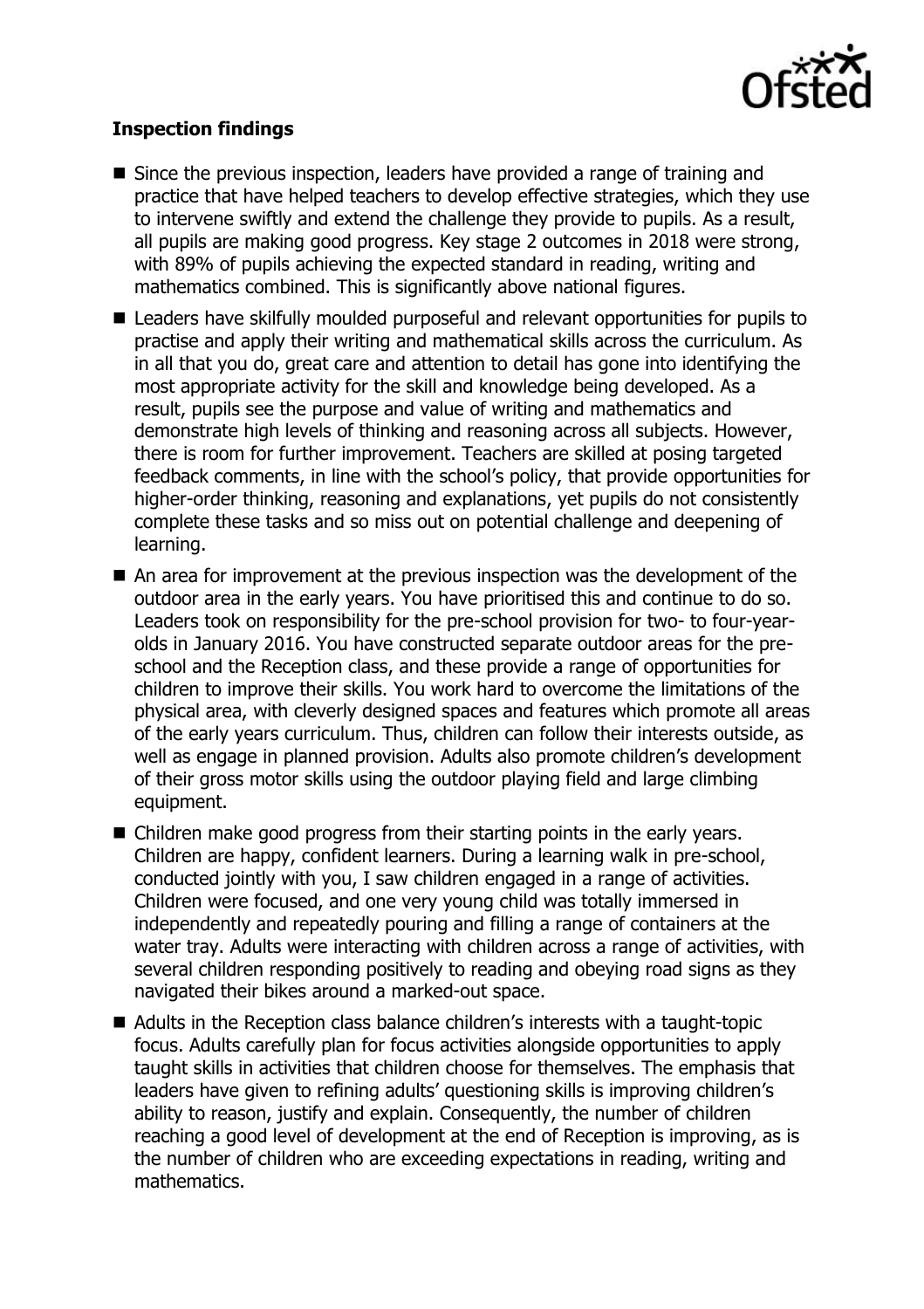**Inspection findings**

- Since the previous inspection, leaders have provided a range of training and practice that have helped teachers to develop effective strategies, which they use to intervene swiftly and extend the challenge they provide to pupils. As a result, all pupils are making good progress. Key stage 2 outcomes in 2018 were strong, with 89% of pupils achieving the expected standard in reading, writing and mathematics combined. This is significantly above national figures.
- Leaders have skilfully moulded purposeful and relevant opportunities for pupils to practise and apply their writing and mathematical skills across the curriculum. As in all that you do, great care and attention to detail has gone into identifying the most appropriate activity for the skill and knowledge being developed. As a result, pupils see the purpose and value of writing and mathematics and demonstrate high levels of thinking and reasoning across all subjects. However, there is room for further improvement. Teachers are skilled at posing targeted feedback comments, in line with the school's policy, that provide opportunities for higher-order thinking, reasoning and explanations, yet pupils do not consistently complete these tasks and so miss out on potential challenge and deepening of learning.
- An area for improvement at the previous inspection was the development of the outdoor area in the early years. You have prioritised this and continue to do so. Leaders took on responsibility for the pre-school provision for two- to four-year-olds in January 2016. You have constructed separate outdoor areas for the pre-school and the Reception class, and these provide a range of opportunities for children to improve their skills. You work hard to overcome the limitations of the physical area, with cleverly designed spaces and features which promote all areas of the early years curriculum. Thus, children can follow their interests outside, as well as engage in planned provision. Adults also promote children's development of their gross motor skills using the outdoor playing field and large climbing equipment.
- Children make good progress from their starting points in the early years. Children are happy, confident learners. During a learning walk in pre-school, conducted jointly with you, I saw children engaged in a range of activities. Children were focused, and one very young child was totally immersed in independently and repeatedly pouring and filling a range of containers at the water tray. Adults were interacting with children across a range of activities, with several children responding positively to reading and obeying road signs as they navigated their bikes around a marked-out space.
- Adults in the Reception class balance children's interests with a taught-topic focus. Adults carefully plan for focus activities alongside opportunities to apply taught skills in activities that children choose for themselves. The emphasis that leaders have given to refining adults' questioning skills is improving children's ability to reason, justify and explain. Consequently, the number of children reaching a good level of development at the end of Reception is improving, as is the number of children who are exceeding expectations in reading, writing and mathematics.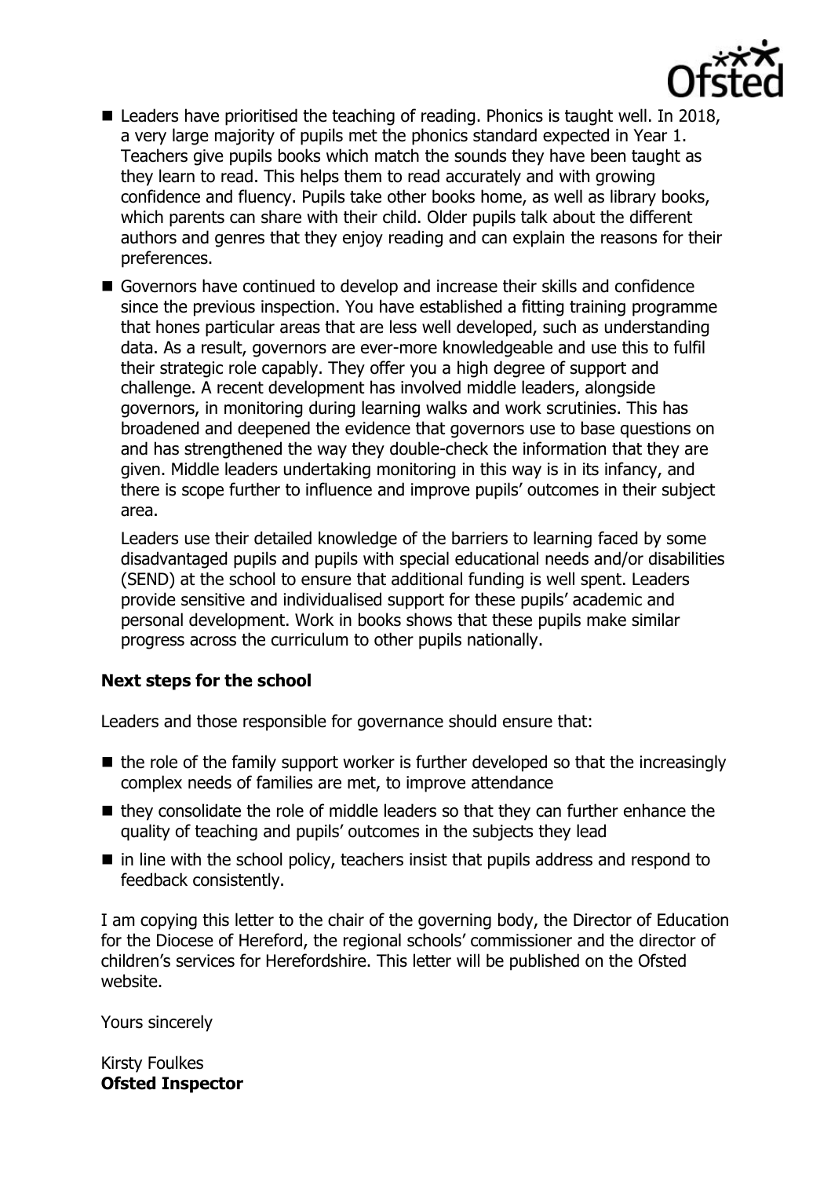- Leaders have prioritised the teaching of reading. Phonics is taught well. In 2018, a very large majority of pupils met the phonics standard expected in Year 1. Teachers give pupils books which match the sounds they have been taught as they learn to read. This helps them to read accurately and with growing confidence and fluency. Pupils take other books home, as well as library books, which parents can share with their child. Older pupils talk about the different authors and genres that they enjoy reading and can explain the reasons for their preferences.
- Governors have continued to develop and increase their skills and confidence since the previous inspection. You have established a fitting training programme that hones particular areas that are less well developed, such as understanding data. As a result, governors are ever-more knowledgeable and use this to fulfil their strategic role capably. They offer you a high degree of support and challenge. A recent development has involved middle leaders, alongside governors, in monitoring during learning walks and work scrutinies. This has broadened and deepened the evidence that governors use to base questions on and has strengthened the way they double-check the information that they are given. Middle leaders undertaking monitoring in this way is in its infancy, and there is scope further to influence and improve pupils' outcomes in their subject area.

  Leaders use their detailed knowledge of the barriers to learning faced by some disadvantaged pupils and pupils with special educational needs and/or disabilities (SEND) at the school to ensure that additional funding is well spent. Leaders provide sensitive and individualised support for these pupils' academic and personal development. Work in books shows that these pupils make similar progress across the curriculum to other pupils nationally.

**Next steps for the school**

Leaders and those responsible for governance should ensure that:

- the role of the family support worker is further developed so that the increasingly complex needs of families are met, to improve attendance
- they consolidate the role of middle leaders so that they can further enhance the quality of teaching and pupils' outcomes in the subjects they lead
- in line with the school policy, teachers insist that pupils address and respond to feedback consistently.

I am copying this letter to the chair of the governing body, the Director of Education for the Diocese of Hereford, the regional schools' commissioner and the director of children's services for Herefordshire. This letter will be published on the Ofsted website.

Yours sincerely

Kirsty Foulkes
**Ofsted Inspector**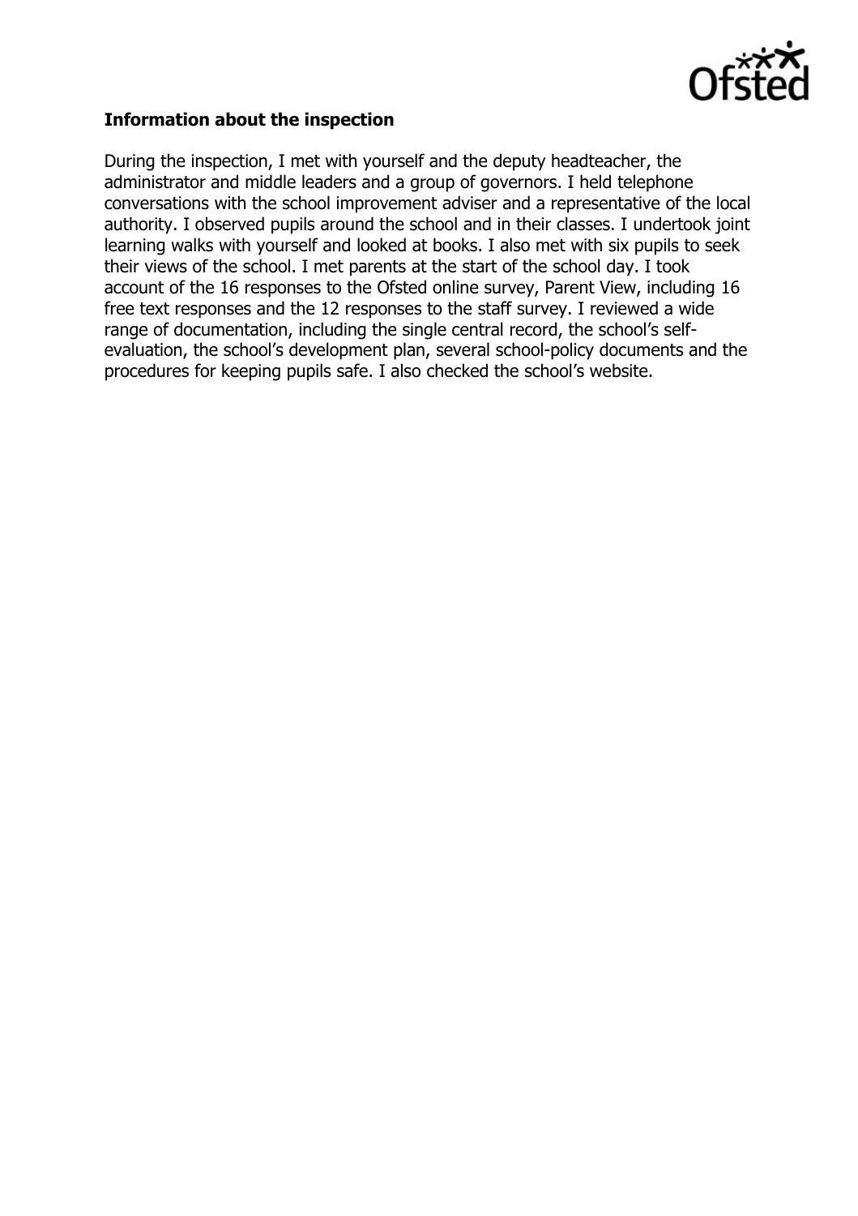**Information about the inspection**

During the inspection, I met with yourself and the deputy headteacher, the administrator and middle leaders and a group of governors. I held telephone conversations with the school improvement adviser and a representative of the local authority. I observed pupils around the school and in their classes. I undertook joint learning walks with yourself and looked at books. I also met with six pupils to seek their views of the school. I met parents at the start of the school day. I took account of the 16 responses to the Ofsted online survey, Parent View, including 16 free text responses and the 12 responses to the staff survey. I reviewed a wide range of documentation, including the single central record, the school's self-evaluation, the school's development plan, several school-policy documents and the procedures for keeping pupils safe. I also checked the school's website.